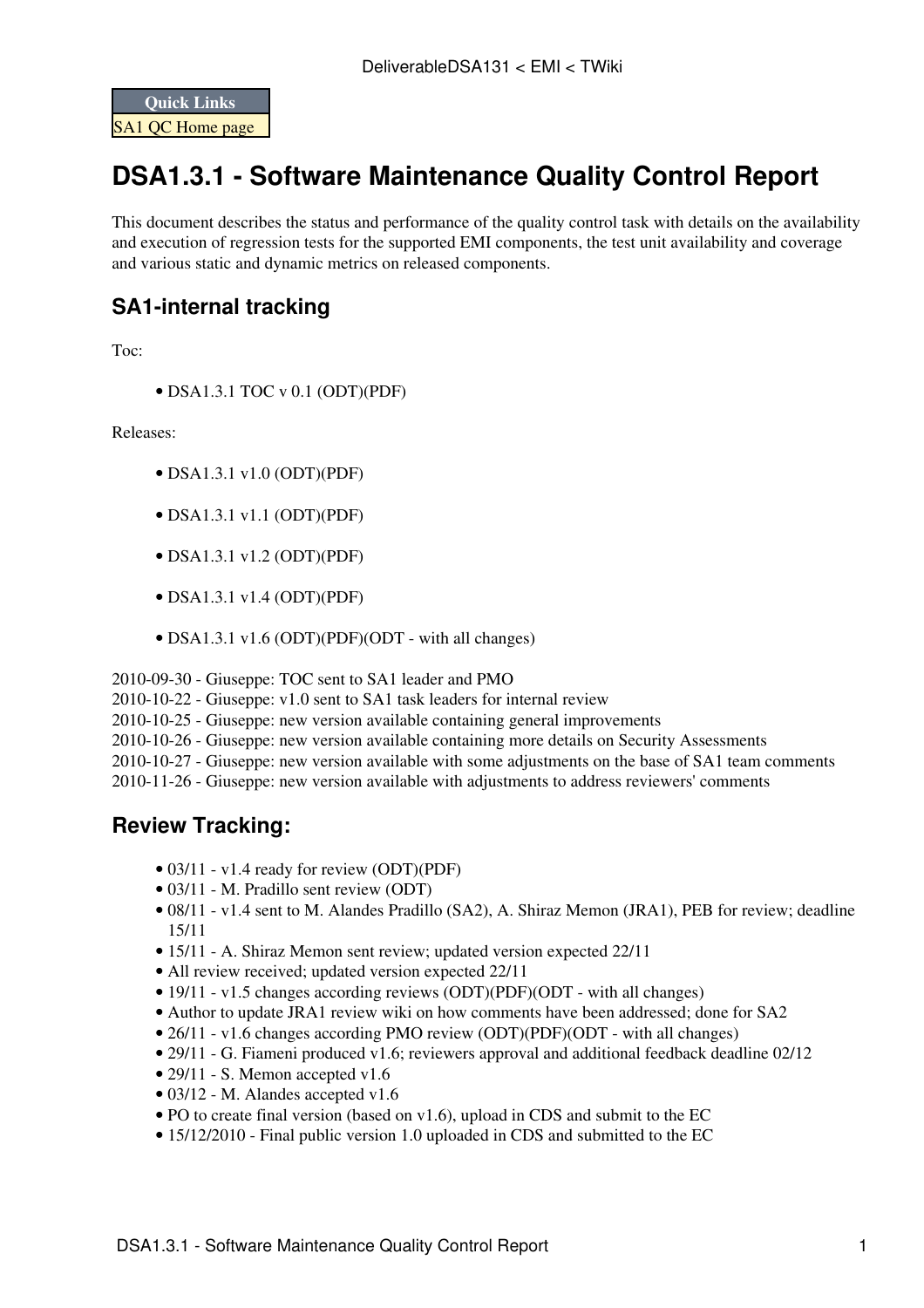| Quick Links |
| --- |
| SA1 QC Home page |

# DSA1.3.1 - Software Maintenance Quality Control Report

This document describes the status and performance of the quality control task with details on the availability and execution of regression tests for the supported EMI components, the test unit availability and coverage and various static and dynamic metrics on released components.

## SA1-internal tracking

Toc:

- DSA1.3.1 TOC v 0.1 (ODT)(PDF)

Releases:

- DSA1.3.1 v1.0 (ODT)(PDF)
- DSA1.3.1 v1.1 (ODT)(PDF)
- DSA1.3.1 v1.2 (ODT)(PDF)
- DSA1.3.1 v1.4 (ODT)(PDF)
- DSA1.3.1 v1.6 (ODT)(PDF)(ODT - with all changes)

2010-09-30 - Giuseppe: TOC sent to SA1 leader and PMO
2010-10-22 - Giuseppe: v1.0 sent to SA1 task leaders for internal review
2010-10-25 - Giuseppe: new version available containing general improvements
2010-10-26 - Giuseppe: new version available containing more details on Security Assessments
2010-10-27 - Giuseppe: new version available with some adjustments on the base of SA1 team comments
2010-11-26 - Giuseppe: new version available with adjustments to address reviewers' comments

## Review Tracking:

- 03/11 - v1.4 ready for review (ODT)(PDF)
- 03/11 - M. Pradillo sent review (ODT)
- 08/11 - v1.4 sent to M. Alandes Pradillo (SA2), A. Shiraz Memon (JRA1), PEB for review; deadline 15/11
- 15/11 - A. Shiraz Memon sent review; updated version expected 22/11
- All review received; updated version expected 22/11
- 19/11 - v1.5 changes according reviews (ODT)(PDF)(ODT - with all changes)
- Author to update JRA1 review wiki on how comments have been addressed; done for SA2
- 26/11 - v1.6 changes according PMO review (ODT)(PDF)(ODT - with all changes)
- 29/11 - G. Fiameni produced v1.6; reviewers approval and additional feedback deadline 02/12
- 29/11 - S. Memon accepted v1.6
- 03/12 - M. Alandes accepted v1.6
- PO to create final version (based on v1.6), upload in CDS and submit to the EC
- 15/12/2010 - Final public version 1.0 uploaded in CDS and submitted to the EC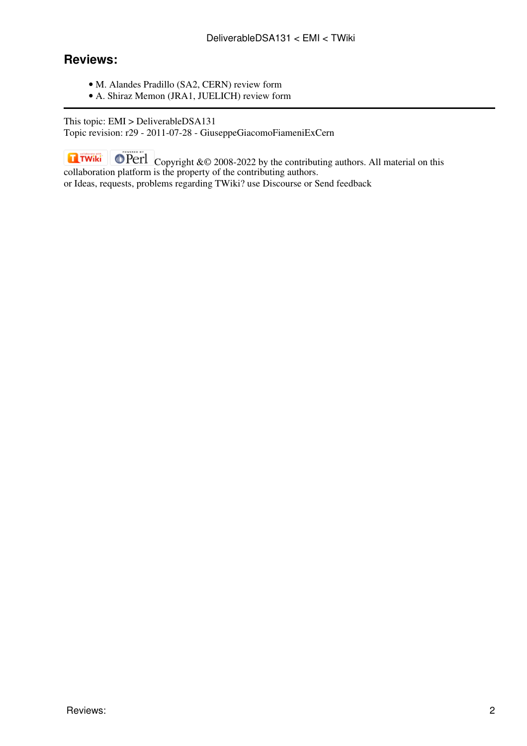## Reviews:

- M. Alandes Pradillo (SA2, CERN) review form
- A. Shiraz Memon (JRA1, JUELICH) review form

---

This topic: EMI > DeliverableDSA131
Topic revision: r29 - 2011-07-28 - GiuseppeGiacomoFiameniExCern

Copyright &© 2008-2022 by the contributing authors. All material on this collaboration platform is the property of the contributing authors.
or Ideas, requests, problems regarding TWiki? use Discourse or Send feedback